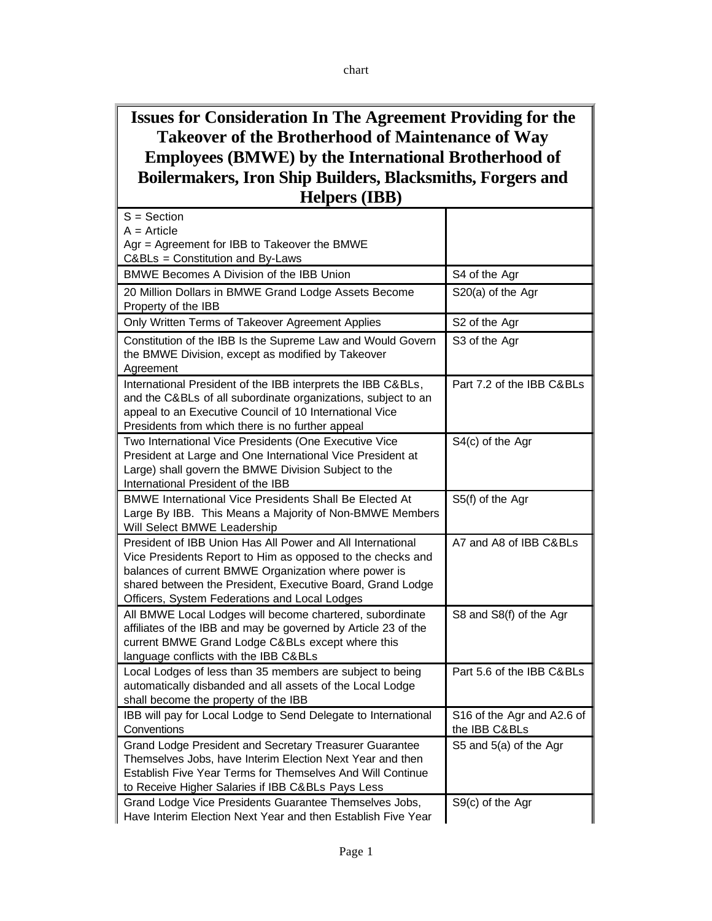# Issues for Consideration In The Agreement Providing for the Takeover of the Brotherhood of Maintenance of Way Employees (BMWE) by the International Brotherhood of Boilermakers, Iron Ship Builders, Blacksmiths, Forgers and Helpers (IBB)

| S = Section<br>A = Article<br>Agr = Agreement for IBB to Takeover the BMWE<br>C&BLs = Constitution and By-Laws | |
|---|---|
| BMWE Becomes A Division of the IBB Union | S4 of the Agr |
| 20 Million Dollars in BMWE Grand Lodge Assets Become Property of the IBB | S20(a) of the Agr |
| Only Written Terms of Takeover Agreement Applies | S2 of the Agr |
| Constitution of the IBB Is the Supreme Law and Would Govern the BMWE Division, except as modified by Takeover Agreement | S3 of the Agr |
| International President of the IBB interprets the IBB C&BLs, and the C&BLs of all subordinate organizations, subject to an appeal to an Executive Council of 10 International Vice Presidents from which there is no further appeal | Part 7.2 of the IBB C&BLs |
| Two International Vice Presidents (One Executive Vice President at Large and One International Vice President at Large) shall govern the BMWE Division Subject to the International President of the IBB | S4(c) of the Agr |
| BMWE International Vice Presidents Shall Be Elected At Large By IBB. This Means a Majority of Non-BMWE Members Will Select BMWE Leadership | S5(f) of the Agr |
| President of IBB Union Has All Power and All International Vice Presidents Report to Him as opposed to the checks and balances of current BMWE Organization where power is shared between the President, Executive Board, Grand Lodge Officers, System Federations and Local Lodges | A7 and A8 of IBB C&BLs |
| All BMWE Local Lodges will become chartered, subordinate affiliates of the IBB and may be governed by Article 23 of the current BMWE Grand Lodge C&BLs except where this language conflicts with the IBB C&BLs | S8 and S8(f) of the Agr |
| Local Lodges of less than 35 members are subject to being automatically disbanded and all assets of the Local Lodge shall become the property of the IBB | Part 5.6 of the IBB C&BLs |
| IBB will pay for Local Lodge to Send Delegate to International Conventions | S16 of the Agr and A2.6 of the IBB C&BLs |
| Grand Lodge President and Secretary Treasurer Guarantee Themselves Jobs, have Interim Election Next Year and then Establish Five Year Terms for Themselves And Will Continue to Receive Higher Salaries if IBB C&BLs Pays Less | S5 and 5(a) of the Agr |
| Grand Lodge Vice Presidents Guarantee Themselves Jobs, Have Interim Election Next Year and then Establish Five Year | S9(c) of the Agr |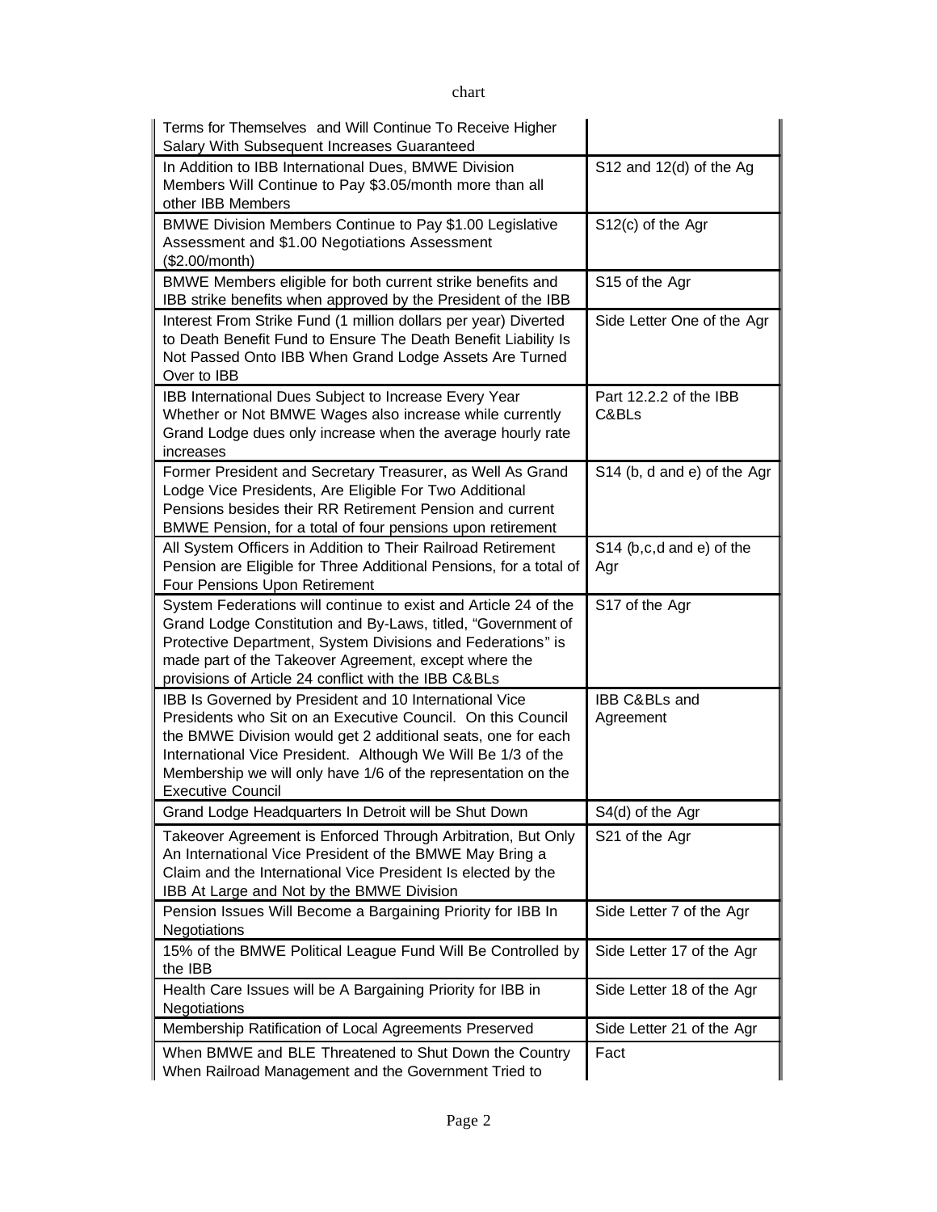| | |
|---|---|
| Terms for Themselves and Will Continue To Receive Higher Salary With Subsequent Increases Guaranteed | |
| In Addition to IBB International Dues, BMWE Division Members Will Continue to Pay $3.05/month more than all other IBB Members | S12 and 12(d) of the Ag |
| BMWE Division Members Continue to Pay $1.00 Legislative Assessment and $1.00 Negotiations Assessment ($2.00/month) | S12(c) of the Agr |
| BMWE Members eligible for both current strike benefits and IBB strike benefits when approved by the President of the IBB | S15 of the Agr |
| Interest From Strike Fund (1 million dollars per year) Diverted to Death Benefit Fund to Ensure The Death Benefit Liability Is Not Passed Onto IBB When Grand Lodge Assets Are Turned Over to IBB | Side Letter One of the Agr |
| IBB International Dues Subject to Increase Every Year Whether or Not BMWE Wages also increase while currently Grand Lodge dues only increase when the average hourly rate increases | Part 12.2.2 of the IBB C&BLs |
| Former President and Secretary Treasurer, as Well As Grand Lodge Vice Presidents, Are Eligible For Two Additional Pensions besides their RR Retirement Pension and current BMWE Pension, for a total of four pensions upon retirement | S14 (b, d and e) of the Agr |
| All System Officers in Addition to Their Railroad Retirement Pension are Eligible for Three Additional Pensions, for a total of Four Pensions Upon Retirement | S14 (b,c,d and e) of the Agr |
| System Federations will continue to exist and Article 24 of the Grand Lodge Constitution and By-Laws, titled, "Government of Protective Department, System Divisions and Federations" is made part of the Takeover Agreement, except where the provisions of Article 24 conflict with the IBB C&BLs | S17 of the Agr |
| IBB Is Governed by President and 10 International Vice Presidents who Sit on an Executive Council. On this Council the BMWE Division would get 2 additional seats, one for each International Vice President. Although We Will Be 1/3 of the Membership we will only have 1/6 of the representation on the Executive Council | IBB C&BLs and Agreement |
| Grand Lodge Headquarters In Detroit will be Shut Down | S4(d) of the Agr |
| Takeover Agreement is Enforced Through Arbitration, But Only An International Vice President of the BMWE May Bring a Claim and the International Vice President Is elected by the IBB At Large and Not by the BMWE Division | S21 of the Agr |
| Pension Issues Will Become a Bargaining Priority for IBB In Negotiations | Side Letter 7 of the Agr |
| 15% of the BMWE Political League Fund Will Be Controlled by the IBB | Side Letter 17 of the Agr |
| Health Care Issues will be A Bargaining Priority for IBB in Negotiations | Side Letter 18 of the Agr |
| Membership Ratification of Local Agreements Preserved | Side Letter 21 of the Agr |
| When BMWE and BLE Threatened to Shut Down the Country When Railroad Management and the Government Tried to | Fact |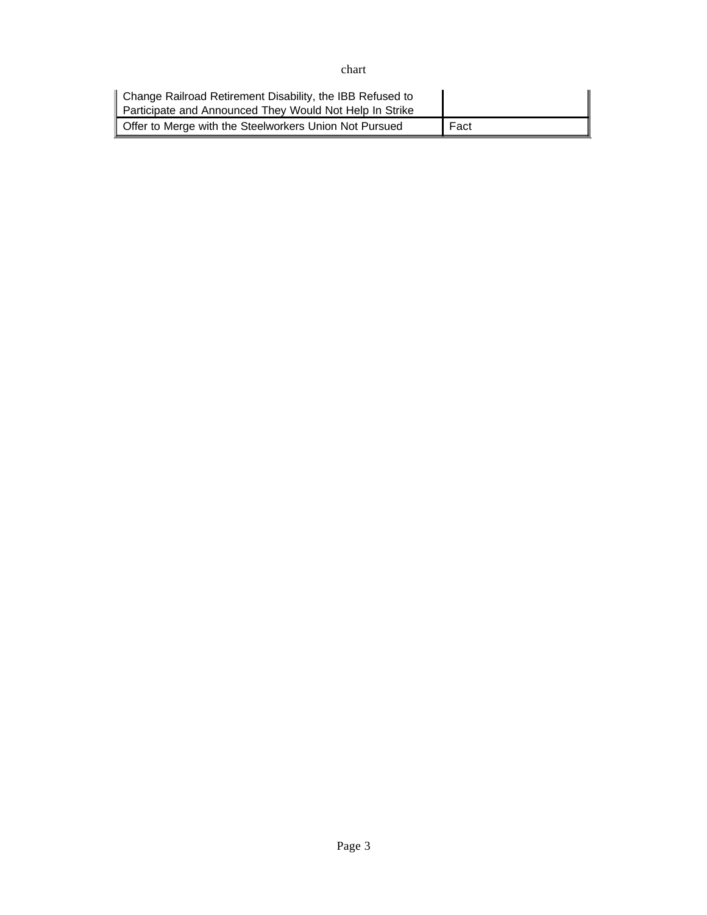| | |
|---|---|
| Change Railroad Retirement Disability, the IBB Refused to Participate and Announced They Would Not Help In Strike | |
| Offer to Merge with the Steelworkers Union Not Pursued | Fact |